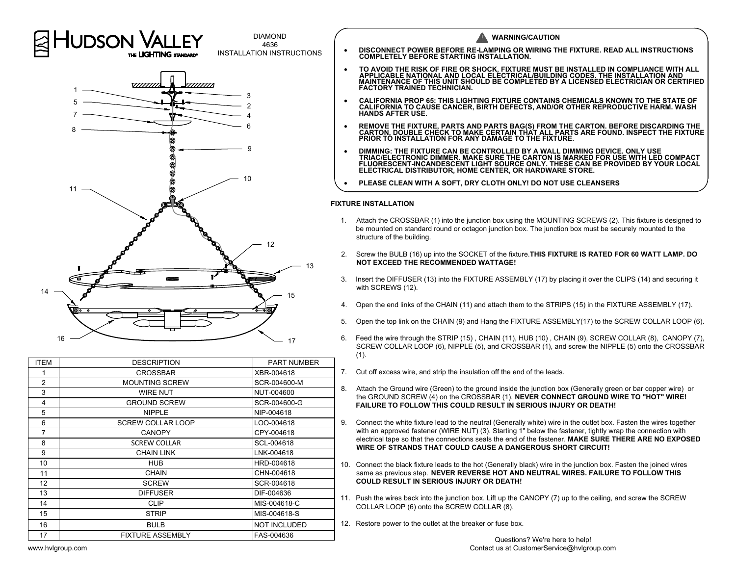# HUDSON VALLEY

THE LIGHTING STANDARD®

DIAMOND
4636
INSTALLATION INSTRUCTIONS

| ITEM | DESCRIPTION | PART NUMBER |
|---|---|---|
| 1 | CROSSBAR | XBR-004618 |
| 2 | MOUNTING SCREW | SCR-004600-M |
| 3 | WIRE NUT | NUT-004600 |
| 4 | GROUND SCREW | SCR-004600-G |
| 5 | NIPPLE | NIP-004618 |
| 6 | SCREW COLLAR LOOP | LOO-004618 |
| 7 | CANOPY | CPY-004618 |
| 8 | SCREW COLLAR | SCL-004618 |
| 9 | CHAIN LINK | LNK-004618 |
| 10 | HUB | HRD-004618 |
| 11 | CHAIN | CHN-004618 |
| 12 | SCREW | SCR-004618 |
| 13 | DIFFUSER | DIF-004636 |
| 14 | CLIP | MIS-004618-C |
| 15 | STRIP | MIS-004618-S |
| 16 | BULB | NOT INCLUDED |
| 17 | FIXTURE ASSEMBLY | FAS-004636 |

www.hvlgroup.com

## ⚠ WARNING/CAUTION

- **DISCONNECT POWER BEFORE RE-LAMPING OR WIRING THE FIXTURE. READ ALL INSTRUCTIONS COMPLETELY BEFORE STARTING INSTALLATION.**
- **TO AVOID THE RISK OF FIRE OR SHOCK, FIXTURE MUST BE INSTALLED IN COMPLIANCE WITH ALL APPLICABLE NATIONAL AND LOCAL ELECTRICAL/BUILDING CODES. THE INSTALLATION AND MAINTENANCE OF THIS UNIT SHOULD BE COMPLETED BY A LICENSED ELECTRICIAN OR CERTIFIED FACTORY TRAINED TECHNICIAN.**
- **CALIFORNIA PROP 65: THIS LIGHTING FIXTURE CONTAINS CHEMICALS KNOWN TO THE STATE OF CALIFORNIA TO CAUSE CANCER, BIRTH DEFECTS, AND/OR OTHER REPRODUCTIVE HARM. WASH HANDS AFTER USE.**
- **REMOVE THE FIXTURE, PARTS AND PARTS BAG(S) FROM THE CARTON. BEFORE DISCARDING THE CARTON, DOUBLE CHECK TO MAKE CERTAIN THAT ALL PARTS ARE FOUND. INSPECT THE FIXTURE PRIOR TO INSTALLATION FOR ANY DAMAGE TO THE FIXTURE.**
- **DIMMING: THE FIXTURE CAN BE CONTROLLED BY A WALL DIMMING DEVICE. ONLY USE TRIAC/ELECTRONIC DIMMER. MAKE SURE THE CARTON IS MARKED FOR USE WITH LED COMPACT FLUORESCENT-INCANDESCENT LIGHT SOURCE ONLY. THESE CAN BE PROVIDED BY YOUR LOCAL ELECTRICAL DISTRIBUTOR, HOME CENTER, OR HARDWARE STORE.**
- **PLEASE CLEAN WITH A SOFT, DRY CLOTH ONLY! DO NOT USE CLEANSERS**

## FIXTURE INSTALLATION

1. Attach the CROSSBAR (1) into the junction box using the MOUNTING SCREWS (2). This fixture is designed to be mounted on standard round or octagon junction box. The junction box must be securely mounted to the structure of the building.
2. Screw the BULB (16) up into the SOCKET of the fixture.**THIS FIXTURE IS RATED FOR 60 WATT LAMP. DO NOT EXCEED THE RECOMMENDED WATTAGE!**
3. Insert the DIFFUSER (13) into the FIXTURE ASSEMBLY (17) by placing it over the CLIPS (14) and securing it with SCREWS (12).
4. Open the end links of the CHAIN (11) and attach them to the STRIPS (15) in the FIXTURE ASSEMBLY (17).
5. Open the top link on the CHAIN (9) and Hang the FIXTURE ASSEMBLY(17) to the SCREW COLLAR LOOP (6).
6. Feed the wire through the STRIP (15) , CHAIN (11), HUB (10) , CHAIN (9), SCREW COLLAR (8), CANOPY (7), SCREW COLLAR LOOP (6), NIPPLE (5), and CROSSBAR (1), and screw the NIPPLE (5) onto the CROSSBAR (1).
7. Cut off excess wire, and strip the insulation off the end of the leads.
8. Attach the Ground wire (Green) to the ground inside the junction box (Generally green or bar copper wire) or the GROUND SCREW (4) on the CROSSBAR (1). **NEVER CONNECT GROUND WIRE TO "HOT" WIRE! FAILURE TO FOLLOW THIS COULD RESULT IN SERIOUS INJURY OR DEATH!**
9. Connect the white fixture lead to the neutral (Generally white) wire in the outlet box. Fasten the wires together with an approved fastener (WIRE NUT) (3). Starting 1" below the fastener, tightly wrap the connection with electrical tape so that the connections seals the end of the fastener. **MAKE SURE THERE ARE NO EXPOSED WIRE OF STRANDS THAT COULD CAUSE A DANGEROUS SHORT CIRCUIT!**
10. Connect the black fixture leads to the hot (Generally black) wire in the junction box. Fasten the joined wires same as previous step. **NEVER REVERSE HOT AND NEUTRAL WIRES. FAILURE TO FOLLOW THIS COULD RESULT IN SERIOUS INJURY OR DEATH!**
11. Push the wires back into the junction box. Lift up the CANOPY (7) up to the ceiling, and screw the SCREW COLLAR LOOP (6) onto the SCREW COLLAR (8).
12. Restore power to the outlet at the breaker or fuse box.

Questions? We're here to help!
Contact us at CustomerService@hvlgroup.com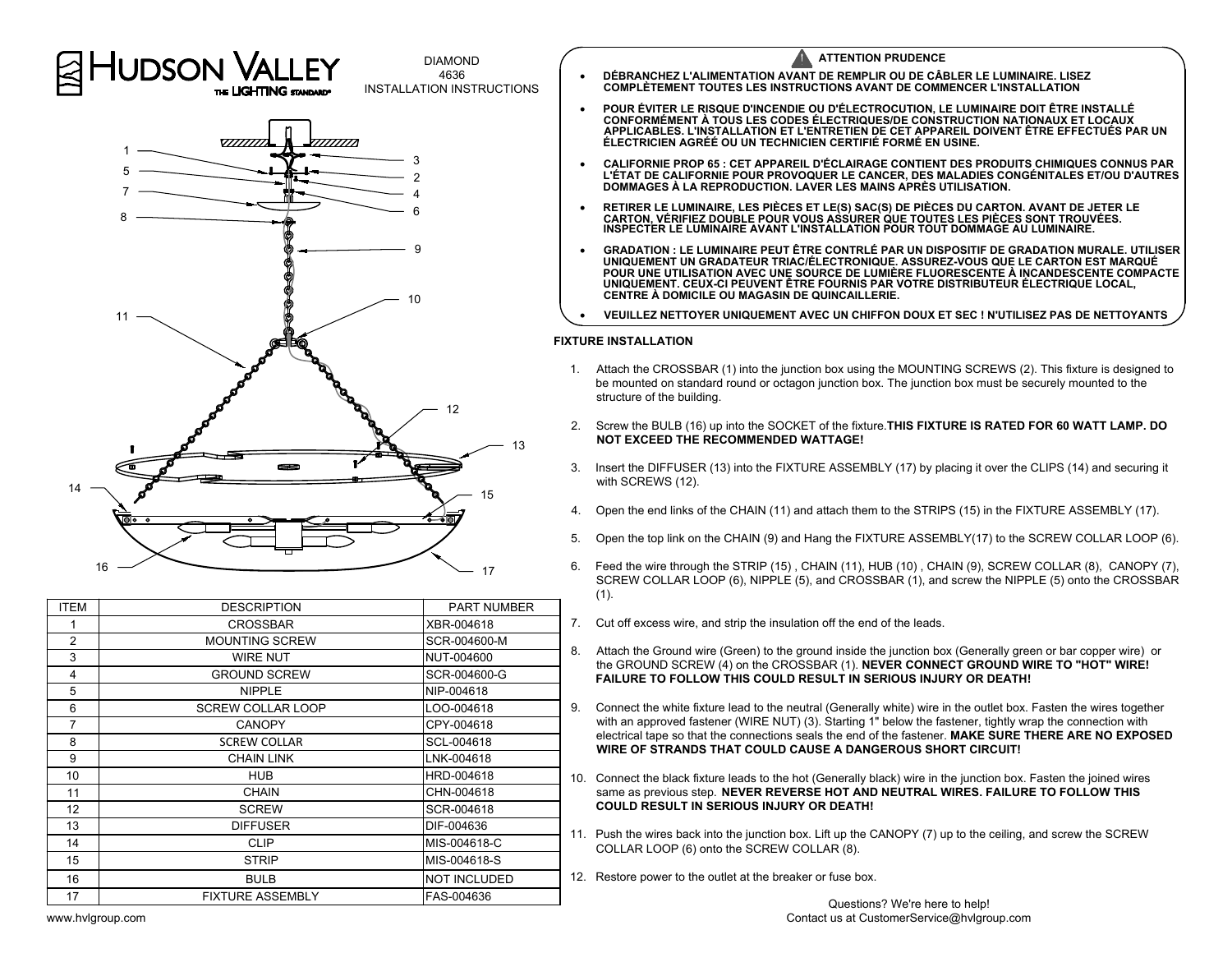# HUDSON VALLEY

THE LIGHTING STANDARD®

DIAMOND
4636
INSTALLATION INSTRUCTIONS

1
5
7
8
11
14
16
3
2
4
6
9
10
12
13
15
17

| ITEM | DESCRIPTION | PART NUMBER |
|---|---|---|
| 1 | CROSSBAR | XBR-004618 |
| 2 | MOUNTING SCREW | SCR-004600-M |
| 3 | WIRE NUT | NUT-004600 |
| 4 | GROUND SCREW | SCR-004600-G |
| 5 | NIPPLE | NIP-004618 |
| 6 | SCREW COLLAR LOOP | LOO-004618 |
| 7 | CANOPY | CPY-004618 |
| 8 | SCREW COLLAR | SCL-004618 |
| 9 | CHAIN LINK | LNK-004618 |
| 10 | HUB | HRD-004618 |
| 11 | CHAIN | CHN-004618 |
| 12 | SCREW | SCR-004618 |
| 13 | DIFFUSER | DIF-004636 |
| 14 | CLIP | MIS-004618-C |
| 15 | STRIP | MIS-004618-S |
| 16 | BULB | NOT INCLUDED |
| 17 | FIXTURE ASSEMBLY | FAS-004636 |

www.hvlgroup.com

**ATTENTION PRUDENCE**

- **DÉBRANCHEZ L'ALIMENTATION AVANT DE REMPLIR OU DE CÂBLER LE LUMINAIRE. LISEZ COMPLÈTEMENT TOUTES LES INSTRUCTIONS AVANT DE COMMENCER L'INSTALLATION**
- **POUR ÉVITER LE RISQUE D'INCENDIE OU D'ÉLECTROCUTION, LE LUMINAIRE DOIT ÊTRE INSTALLÉ CONFORMÉMENT À TOUS LES CODES ÉLECTRIQUES/DE CONSTRUCTION NATIONAUX ET LOCAUX APPLICABLES. L'INSTALLATION ET L'ENTRETIEN DE CET APPAREIL DOIVENT ÊTRE EFFECTUÉS PAR UN ÉLECTRICIEN AGRÉÉ OU UN TECHNICIEN CERTIFIÉ FORMÉ EN USINE.**
- **CALIFORNIE PROP 65 : CET APPAREIL D'ÉCLAIRAGE CONTIENT DES PRODUITS CHIMIQUES CONNUS PAR L'ÉTAT DE CALIFORNIE POUR PROVOQUER LE CANCER, DES MALADIES CONGÉNITALES ET/OU D'AUTRES DOMMAGES À LA REPRODUCTION. LAVER LES MAINS APRÈS UTILISATION.**
- **RETIRER LE LUMINAIRE, LES PIÈCES ET LE(S) SAC(S) DE PIÈCES DU CARTON. AVANT DE JETER LE CARTON, VÉRIFIEZ DOUBLE POUR VOUS ASSURER QUE TOUTES LES PIÈCES SONT TROUVÉES. INSPECTER LE LUMINAIRE AVANT L'INSTALLATION POUR TOUT DOMMAGE AU LUMINAIRE.**
- **GRADATION : LE LUMINAIRE PEUT ÊTRE CONTRLÉ PAR UN DISPOSITIF DE GRADATION MURALE. UTILISER UNIQUEMENT UN GRADATEUR TRIAC/ÉLECTRONIQUE. ASSUREZ-VOUS QUE LE CARTON EST MARQUÉ POUR UNE UTILISATION AVEC UNE SOURCE DE LUMIÈRE FLUORESCENTE À INCANDESCENTE COMPACTE UNIQUEMENT. CEUX-CI PEUVENT ÊTRE FOURNIS PAR VOTRE DISTRIBUTEUR ÉLECTRIQUE LOCAL, CENTRE À DOMICILE OU MAGASIN DE QUINCAILLERIE.**
- **VEUILLEZ NETTOYER UNIQUEMENT AVEC UN CHIFFON DOUX ET SEC ! N'UTILISEZ PAS DE NETTOYANTS**

**FIXTURE INSTALLATION**

1. Attach the CROSSBAR (1) into the junction box using the MOUNTING SCREWS (2). This fixture is designed to be mounted on standard round or octagon junction box. The junction box must be securely mounted to the structure of the building.
2. Screw the BULB (16) up into the SOCKET of the fixture.**THIS FIXTURE IS RATED FOR 60 WATT LAMP. DO NOT EXCEED THE RECOMMENDED WATTAGE!**
3. Insert the DIFFUSER (13) into the FIXTURE ASSEMBLY (17) by placing it over the CLIPS (14) and securing it with SCREWS (12).
4. Open the end links of the CHAIN (11) and attach them to the STRIPS (15) in the FIXTURE ASSEMBLY (17).
5. Open the top link on the CHAIN (9) and Hang the FIXTURE ASSEMBLY(17) to the SCREW COLLAR LOOP (6).
6. Feed the wire through the STRIP (15) , CHAIN (11), HUB (10) , CHAIN (9), SCREW COLLAR (8), CANOPY (7), SCREW COLLAR LOOP (6), NIPPLE (5), and CROSSBAR (1), and screw the NIPPLE (5) onto the CROSSBAR (1).
7. Cut off excess wire, and strip the insulation off the end of the leads.
8. Attach the Ground wire (Green) to the ground inside the junction box (Generally green or bar copper wire) or the GROUND SCREW (4) on the CROSSBAR (1). **NEVER CONNECT GROUND WIRE TO "HOT" WIRE! FAILURE TO FOLLOW THIS COULD RESULT IN SERIOUS INJURY OR DEATH!**
9. Connect the white fixture lead to the neutral (Generally white) wire in the outlet box. Fasten the wires together with an approved fastener (WIRE NUT) (3). Starting 1" below the fastener, tightly wrap the connection with electrical tape so that the connections seals the end of the fastener. **MAKE SURE THERE ARE NO EXPOSED WIRE OF STRANDS THAT COULD CAUSE A DANGEROUS SHORT CIRCUIT!**
10. Connect the black fixture leads to the hot (Generally black) wire in the junction box. Fasten the joined wires same as previous step. **NEVER REVERSE HOT AND NEUTRAL WIRES. FAILURE TO FOLLOW THIS COULD RESULT IN SERIOUS INJURY OR DEATH!**
11. Push the wires back into the junction box. Lift up the CANOPY (7) up to the ceiling, and screw the SCREW COLLAR LOOP (6) onto the SCREW COLLAR (8).
12. Restore power to the outlet at the breaker or fuse box.

Questions? We're here to help!
Contact us at CustomerService@hvlgroup.com